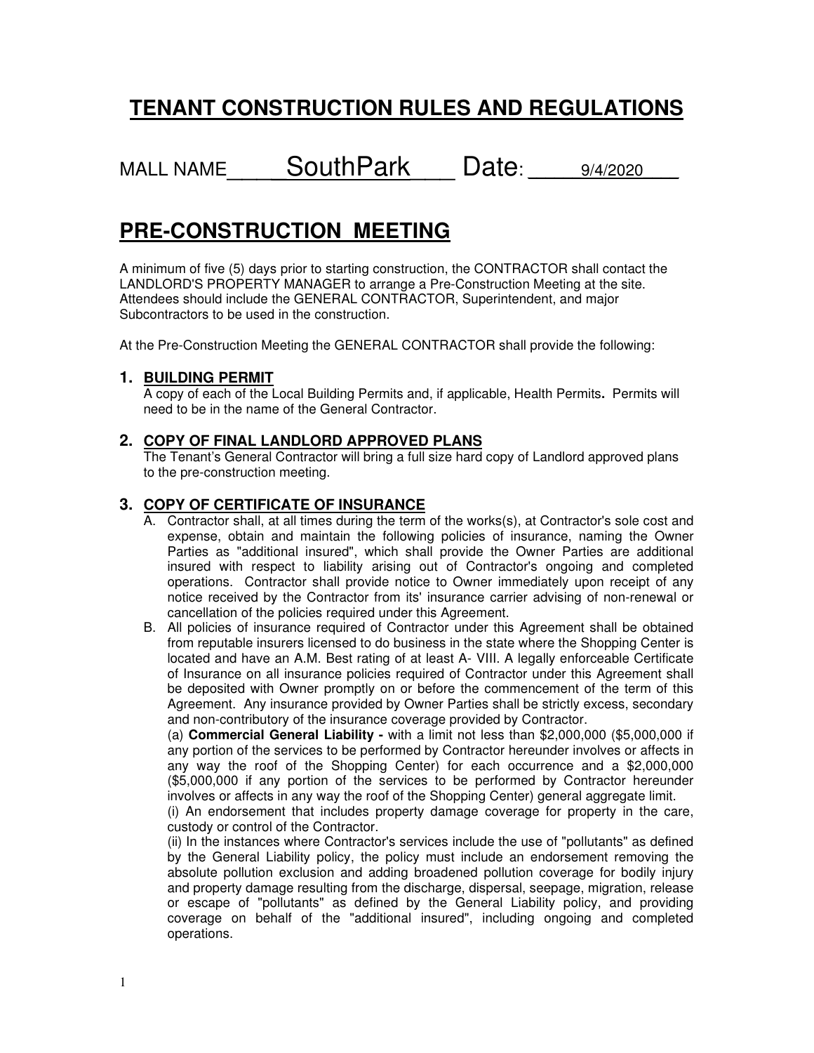# TENANT CONSTRUCTION RULES AND REGULATIONS

MALL NAME SouthPark Date: 9/4/2020

# PRE-CONSTRUCTION MEETING

A minimum of five (5) days prior to starting construction, the CONTRACTOR shall contact the LANDLORD'S PROPERTY MANAGER to arrange a Pre-Construction Meeting at the site. Attendees should include the GENERAL CONTRACTOR, Superintendent, and major Subcontractors to be used in the construction.

At the Pre-Construction Meeting the GENERAL CONTRACTOR shall provide the following:

## 1. BUILDING PERMIT

A copy of each of the Local Building Permits and, if applicable, Health Permits**.** Permits will need to be in the name of the General Contractor.

## 2. COPY OF FINAL LANDLORD APPROVED PLANS

The Tenant's General Contractor will bring a full size hard copy of Landlord approved plans to the pre-construction meeting.

## 3. COPY OF CERTIFICATE OF INSURANCE

A. Contractor shall, at all times during the term of the works(s), at Contractor's sole cost and expense, obtain and maintain the following policies of insurance, naming the Owner Parties as "additional insured", which shall provide the Owner Parties are additional insured with respect to liability arising out of Contractor's ongoing and completed operations. Contractor shall provide notice to Owner immediately upon receipt of any notice received by the Contractor from its' insurance carrier advising of non-renewal or cancellation of the policies required under this Agreement.

B. All policies of insurance required of Contractor under this Agreement shall be obtained from reputable insurers licensed to do business in the state where the Shopping Center is located and have an A.M. Best rating of at least A- VIII. A legally enforceable Certificate of Insurance on all insurance policies required of Contractor under this Agreement shall be deposited with Owner promptly on or before the commencement of the term of this Agreement. Any insurance provided by Owner Parties shall be strictly excess, secondary and non-contributory of the insurance coverage provided by Contractor.

(a) **Commercial General Liability -** with a limit not less than $2,000,000 ($5,000,000 if any portion of the services to be performed by Contractor hereunder involves or affects in any way the roof of the Shopping Center) for each occurrence and a $2,000,000 ($5,000,000 if any portion of the services to be performed by Contractor hereunder involves or affects in any way the roof of the Shopping Center) general aggregate limit.

(i) An endorsement that includes property damage coverage for property in the care, custody or control of the Contractor.

(ii) In the instances where Contractor's services include the use of "pollutants" as defined by the General Liability policy, the policy must include an endorsement removing the absolute pollution exclusion and adding broadened pollution coverage for bodily injury and property damage resulting from the discharge, dispersal, seepage, migration, release or escape of "pollutants" as defined by the General Liability policy, and providing coverage on behalf of the "additional insured", including ongoing and completed operations.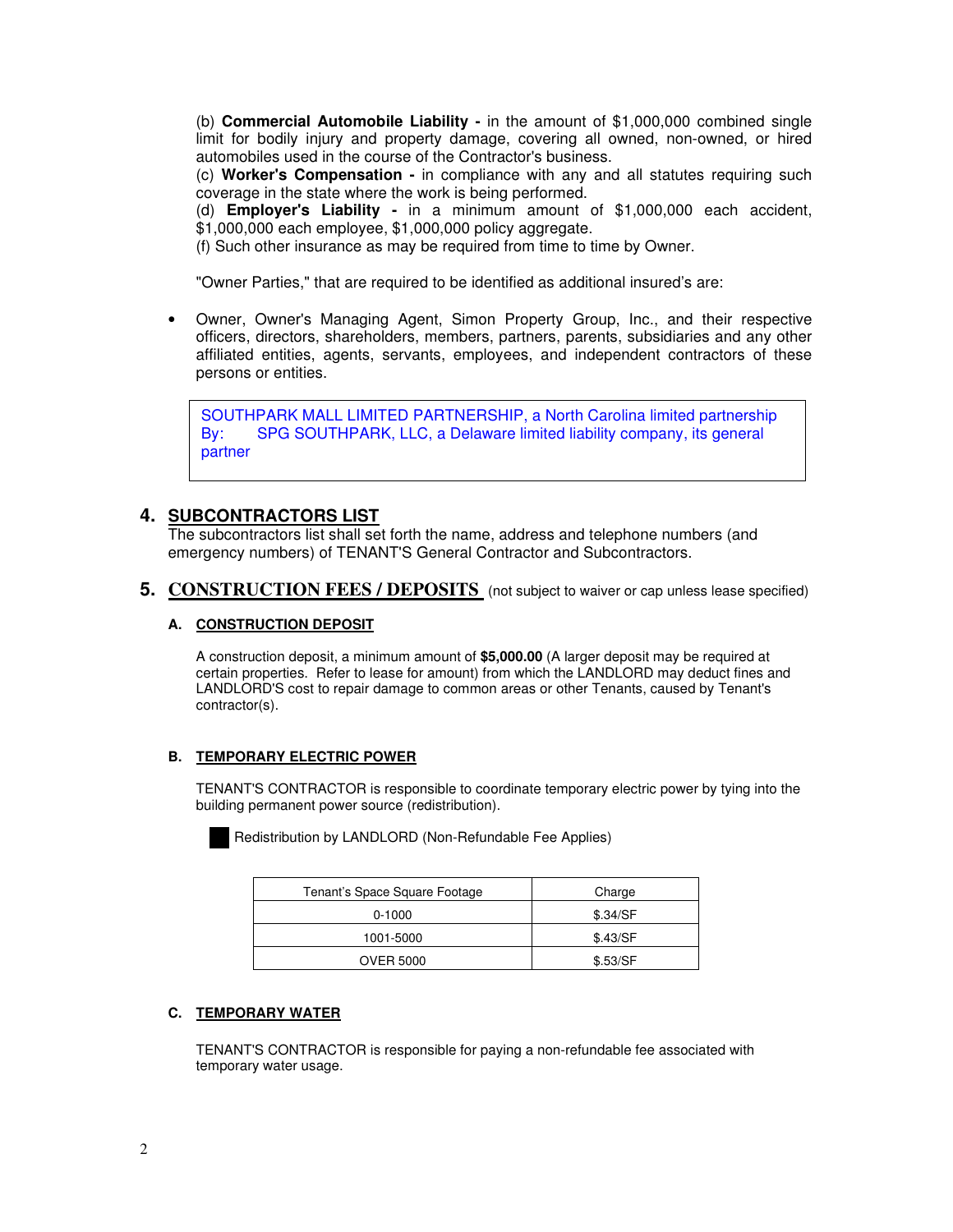(b) **Commercial Automobile Liability -** in the amount of $1,000,000 combined single limit for bodily injury and property damage, covering all owned, non-owned, or hired automobiles used in the course of the Contractor's business.
(c) **Worker's Compensation -** in compliance with any and all statutes requiring such coverage in the state where the work is being performed.
(d) **Employer's Liability -** in a minimum amount of $1,000,000 each accident, $1,000,000 each employee, $1,000,000 policy aggregate.
(f) Such other insurance as may be required from time to time by Owner.

"Owner Parties," that are required to be identified as additional insured's are:

- Owner, Owner's Managing Agent, Simon Property Group, Inc., and their respective officers, directors, shareholders, members, partners, parents, subsidiaries and any other affiliated entities, agents, servants, employees, and independent contractors of these persons or entities.

SOUTHPARK MALL LIMITED PARTNERSHIP, a North Carolina limited partnership
By: SPG SOUTHPARK, LLC, a Delaware limited liability company, its general partner

## 4. SUBCONTRACTORS LIST

The subcontractors list shall set forth the name, address and telephone numbers (and emergency numbers) of TENANT'S General Contractor and Subcontractors.

## 5. CONSTRUCTION FEES / DEPOSITS (not subject to waiver or cap unless lease specified)

### A. CONSTRUCTION DEPOSIT

A construction deposit, a minimum amount of **$5,000.00** (A larger deposit may be required at certain properties. Refer to lease for amount) from which the LANDLORD may deduct fines and LANDLORD'S cost to repair damage to common areas or other Tenants, caused by Tenant's contractor(s).

### B. TEMPORARY ELECTRIC POWER

TENANT'S CONTRACTOR is responsible to coordinate temporary electric power by tying into the building permanent power source (redistribution).

■ Redistribution by LANDLORD (Non-Refundable Fee Applies)

| Tenant's Space Square Footage | Charge |
|---|---|
| 0-1000 | $.34/SF |
| 1001-5000 | $.43/SF |
| OVER 5000 | $.53/SF |

### C. TEMPORARY WATER

TENANT'S CONTRACTOR is responsible for paying a non-refundable fee associated with temporary water usage.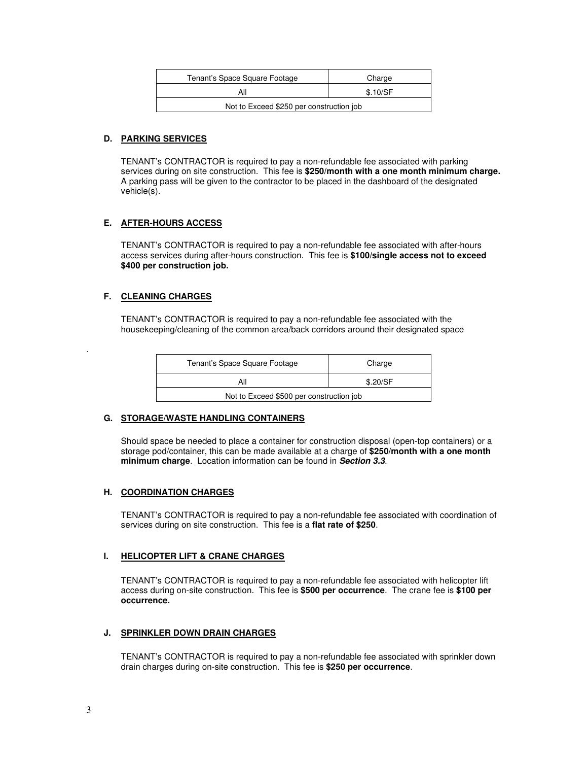| Tenant's Space Square Footage | Charge |
| --- | --- |
| All | $.10/SF |
| Not to Exceed $250 per construction job | |

### D. PARKING SERVICES

TENANT's CONTRACTOR is required to pay a non-refundable fee associated with parking services during on site construction. This fee is **$250/month with a one month minimum charge.** A parking pass will be given to the contractor to be placed in the dashboard of the designated vehicle(s).

### E. AFTER-HOURS ACCESS

TENANT's CONTRACTOR is required to pay a non-refundable fee associated with after-hours access services during after-hours construction. This fee is **$100/single access not to exceed $400 per construction job.**

### F. CLEANING CHARGES

TENANT's CONTRACTOR is required to pay a non-refundable fee associated with the housekeeping/cleaning of the common area/back corridors around their designated space

.

| Tenant's Space Square Footage | Charge |
| --- | --- |
| All | $.20/SF |
| Not to Exceed $500 per construction job | |

### G. STORAGE/WASTE HANDLING CONTAINERS

Should space be needed to place a container for construction disposal (open-top containers) or a storage pod/container, this can be made available at a charge of **$250/month with a one month minimum charge**. Location information can be found in ***Section 3.3***.

### H. COORDINATION CHARGES

TENANT's CONTRACTOR is required to pay a non-refundable fee associated with coordination of services during on site construction. This fee is a **flat rate of $250**.

### I. HELICOPTER LIFT & CRANE CHARGES

TENANT's CONTRACTOR is required to pay a non-refundable fee associated with helicopter lift access during on-site construction. This fee is **$500 per occurrence**. The crane fee is **$100 per occurrence.**

### J. SPRINKLER DOWN DRAIN CHARGES

TENANT's CONTRACTOR is required to pay a non-refundable fee associated with sprinkler down drain charges during on-site construction. This fee is **$250 per occurrence**.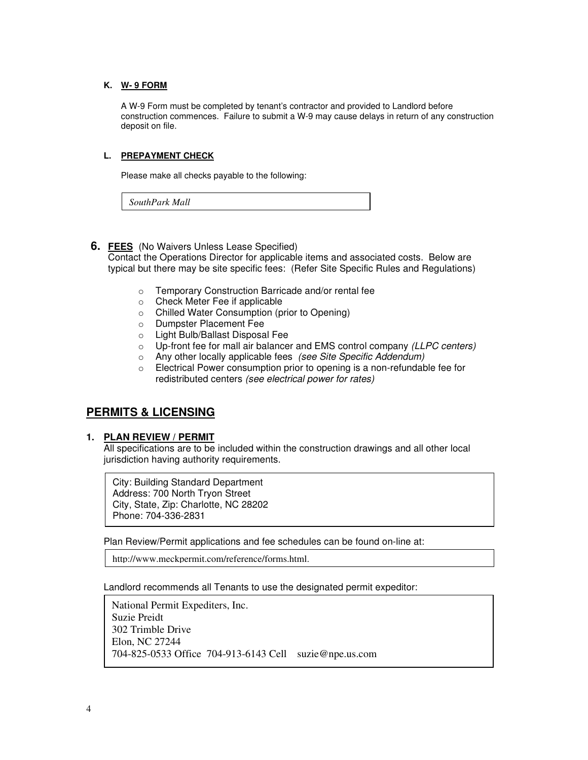#### K. <u>W- 9 FORM</u>

A W-9 Form must be completed by tenant's contractor and provided to Landlord before construction commences. Failure to submit a W-9 may cause delays in return of any construction deposit on file.

#### L. <u>PREPAYMENT CHECK</u>

Please make all checks payable to the following:

| *SouthPark Mall* |
|---|

### 6. <u>FEES</u> (No Waivers Unless Lease Specified)

Contact the Operations Director for applicable items and associated costs. Below are typical but there may be site specific fees: (Refer Site Specific Rules and Regulations)

- Temporary Construction Barricade and/or rental fee
- Check Meter Fee if applicable
- Chilled Water Consumption (prior to Opening)
- Dumpster Placement Fee
- Light Bulb/Ballast Disposal Fee
- Up-front fee for mall air balancer and EMS control company *(LLPC centers)*
- Any other locally applicable fees *(see Site Specific Addendum)*
- Electrical Power consumption prior to opening is a non-refundable fee for redistributed centers *(see electrical power for rates)*

## <u>PERMITS & LICENSING</u>

### 1. <u>PLAN REVIEW / PERMIT</u>

All specifications are to be included within the construction drawings and all other local jurisdiction having authority requirements.

| City: Building Standard Department<br>Address: 700 North Tryon Street<br>City, State, Zip: Charlotte, NC 28202<br>Phone: 704-336-2831 |
|---|

Plan Review/Permit applications and fee schedules can be found on-line at:

| http://www.meckpermit.com/reference/forms.html. |
|---|

Landlord recommends all Tenants to use the designated permit expeditor:

| National Permit Expediters, Inc.<br>Suzie Preidt<br>302 Trimble Drive<br>Elon, NC 27244<br>704-825-0533 Office 704-913-6143 Cell suzie@npe.us.com |
|---|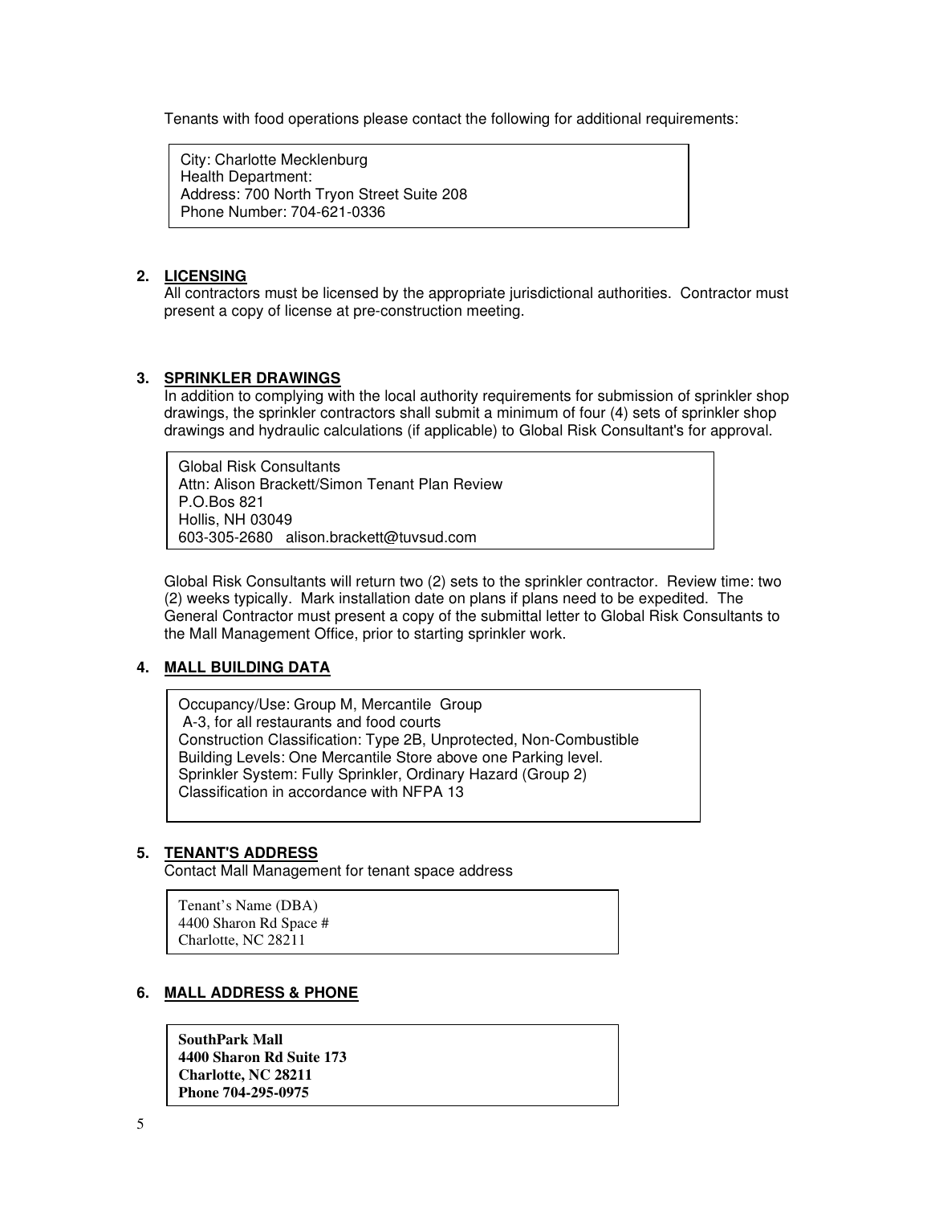Tenants with food operations please contact the following for additional requirements:

> City: Charlotte Mecklenburg
> Health Department:
> Address: 700 North Tryon Street Suite 208
> Phone Number: 704-621-0336

## 2. LICENSING

All contractors must be licensed by the appropriate jurisdictional authorities. Contractor must present a copy of license at pre-construction meeting.

## 3. SPRINKLER DRAWINGS

In addition to complying with the local authority requirements for submission of sprinkler shop drawings, the sprinkler contractors shall submit a minimum of four (4) sets of sprinkler shop drawings and hydraulic calculations (if applicable) to Global Risk Consultant's for approval.

> Global Risk Consultants
> Attn: Alison Brackett/Simon Tenant Plan Review
> P.O.Bos 821
> Hollis, NH 03049
> 603-305-2680 alison.brackett@tuvsud.com

Global Risk Consultants will return two (2) sets to the sprinkler contractor. Review time: two (2) weeks typically. Mark installation date on plans if plans need to be expedited. The General Contractor must present a copy of the submittal letter to Global Risk Consultants to the Mall Management Office, prior to starting sprinkler work.

## 4. MALL BUILDING DATA

> Occupancy/Use: Group M, Mercantile Group
> A-3, for all restaurants and food courts
> Construction Classification: Type 2B, Unprotected, Non-Combustible
> Building Levels: One Mercantile Store above one Parking level.
> Sprinkler System: Fully Sprinkler, Ordinary Hazard (Group 2)
> Classification in accordance with NFPA 13

## 5. TENANT'S ADDRESS

Contact Mall Management for tenant space address

> Tenant's Name (DBA)
> 4400 Sharon Rd Space #
> Charlotte, NC 28211

## 6. MALL ADDRESS & PHONE

> **SouthPark Mall**
> **4400 Sharon Rd Suite 173**
> **Charlotte, NC 28211**
> **Phone 704-295-0975**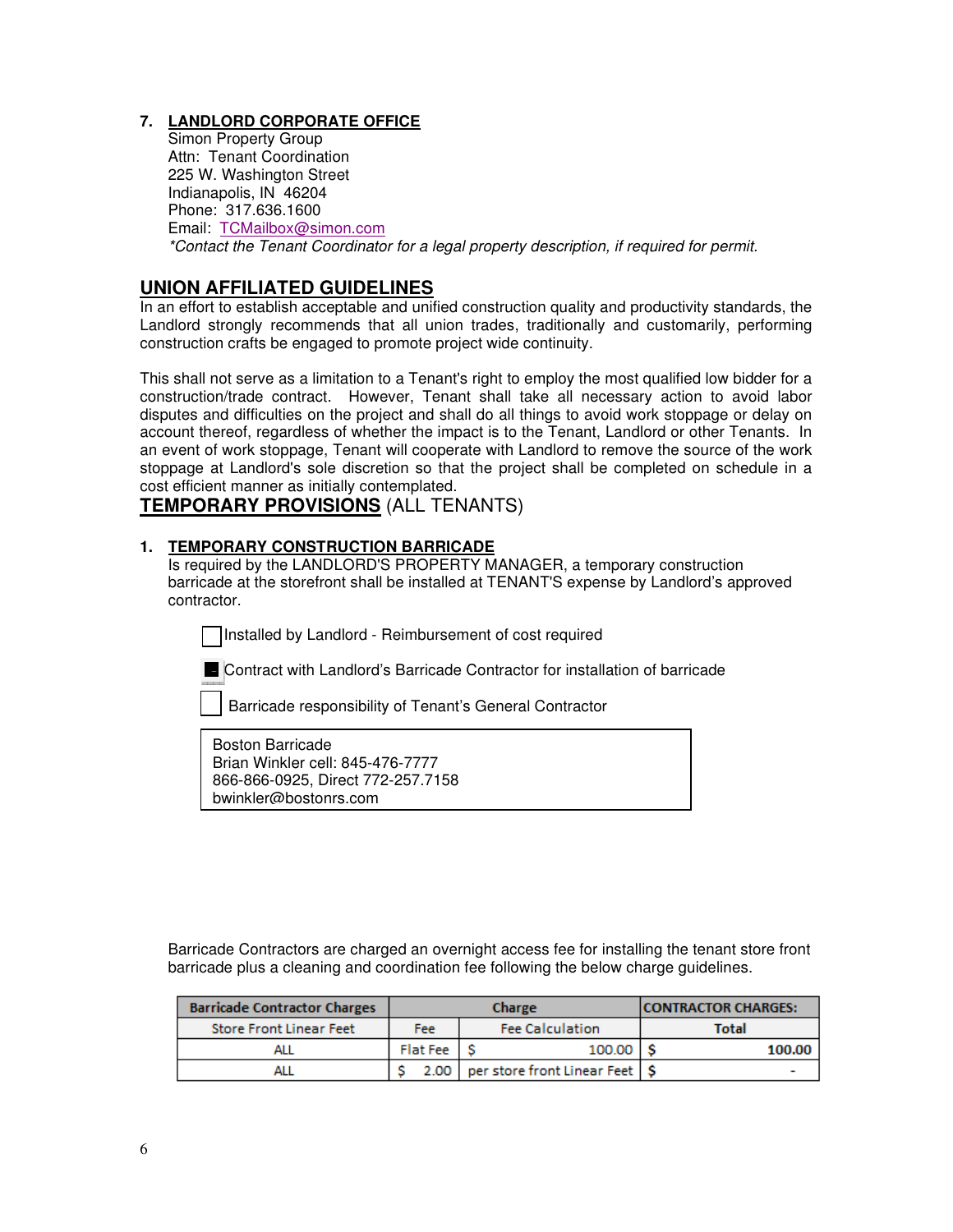7. **LANDLORD CORPORATE OFFICE**
   Simon Property Group
   Attn: Tenant Coordination
   225 W. Washington Street
   Indianapolis, IN 46204
   Phone: 317.636.1600
   Email: TCMailbox@simon.com
   *\*Contact the Tenant Coordinator for a legal property description, if required for permit.*

## UNION AFFILIATED GUIDELINES

In an effort to establish acceptable and unified construction quality and productivity standards, the Landlord strongly recommends that all union trades, traditionally and customarily, performing construction crafts be engaged to promote project wide continuity.

This shall not serve as a limitation to a Tenant's right to employ the most qualified low bidder for a construction/trade contract. However, Tenant shall take all necessary action to avoid labor disputes and difficulties on the project and shall do all things to avoid work stoppage or delay on account thereof, regardless of whether the impact is to the Tenant, Landlord or other Tenants. In an event of work stoppage, Tenant will cooperate with Landlord to remove the source of the work stoppage at Landlord's sole discretion so that the project shall be completed on schedule in a cost efficient manner as initially contemplated.

## TEMPORARY PROVISIONS (ALL TENANTS)

1. **TEMPORARY CONSTRUCTION BARRICADE**
   Is required by the LANDLORD'S PROPERTY MANAGER, a temporary construction barricade at the storefront shall be installed at TENANT'S expense by Landlord's approved contractor.

   - [ ] Installed by Landlord - Reimbursement of cost required
   - [x] Contract with Landlord's Barricade Contractor for installation of barricade
   - [ ] Barricade responsibility of Tenant's General Contractor

   Boston Barricade
   Brian Winkler cell: 845-476-7777
   866-866-0925, Direct 772-257.7158
   bwinkler@bostonrs.com

   Barricade Contractors are charged an overnight access fee for installing the tenant store front barricade plus a cleaning and coordination fee following the below charge guidelines.

| Barricade Contractor Charges | Charge | | CONTRACTOR CHARGES: |
|---|---|---|---|
| Store Front Linear Feet | Fee | Fee Calculation | Total |
| ALL | Flat Fee | $ 100.00 | $ 100.00 |
| ALL | $ 2.00 | per store front Linear Feet | $ - |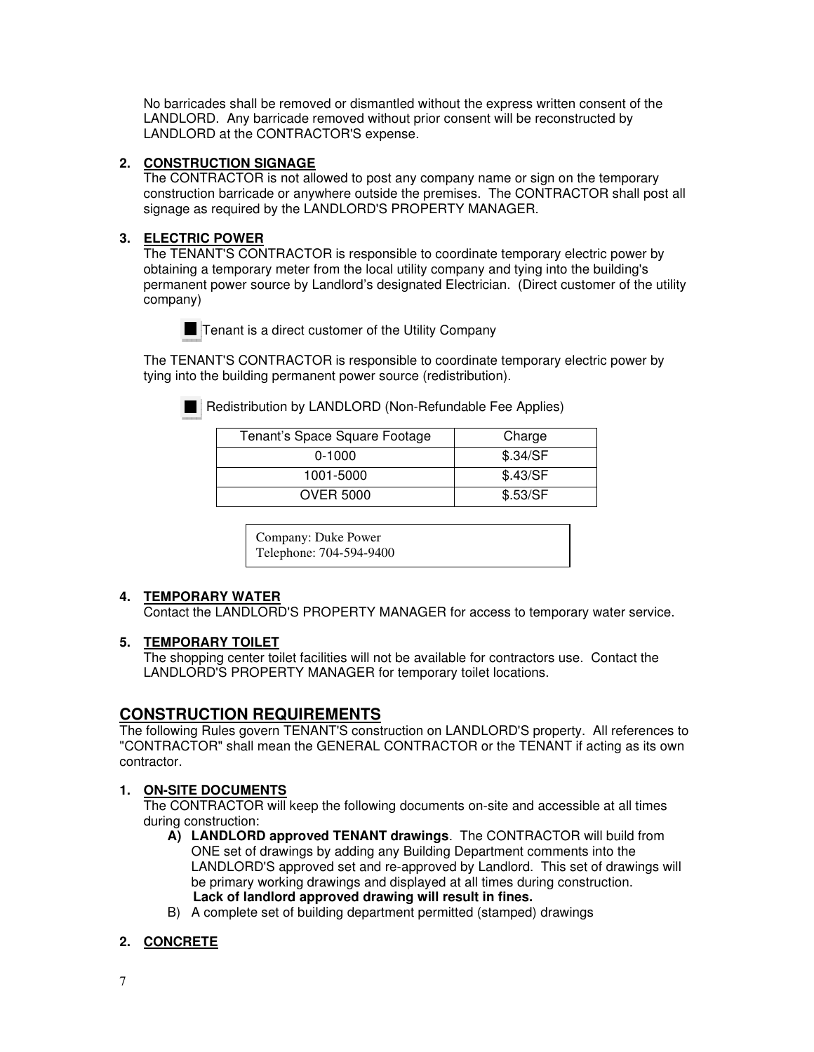No barricades shall be removed or dismantled without the express written consent of the LANDLORD. Any barricade removed without prior consent will be reconstructed by LANDLORD at the CONTRACTOR'S expense.

2. **CONSTRUCTION SIGNAGE**
   The CONTRACTOR is not allowed to post any company name or sign on the temporary construction barricade or anywhere outside the premises. The CONTRACTOR shall post all signage as required by the LANDLORD'S PROPERTY MANAGER.

3. **ELECTRIC POWER**
   The TENANT'S CONTRACTOR is responsible to coordinate temporary electric power by obtaining a temporary meter from the local utility company and tying into the building's permanent power source by Landlord's designated Electrician. (Direct customer of the utility company)

   ■ Tenant is a direct customer of the Utility Company

   The TENANT'S CONTRACTOR is responsible to coordinate temporary electric power by tying into the building permanent power source (redistribution).

   ■ Redistribution by LANDLORD (Non-Refundable Fee Applies)

| Tenant's Space Square Footage | Charge |
|---|---|
| 0-1000 | $.34/SF |
| 1001-5000 | $.43/SF |
| OVER 5000 | $.53/SF |

   Company: Duke Power
   Telephone: 704-594-9400

4. **TEMPORARY WATER**
   Contact the LANDLORD'S PROPERTY MANAGER for access to temporary water service.

5. **TEMPORARY TOILET**
   The shopping center toilet facilities will not be available for contractors use. Contact the LANDLORD'S PROPERTY MANAGER for temporary toilet locations.

## CONSTRUCTION REQUIREMENTS

The following Rules govern TENANT'S construction on LANDLORD'S property. All references to "CONTRACTOR" shall mean the GENERAL CONTRACTOR or the TENANT if acting as its own contractor.

1. **ON-SITE DOCUMENTS**
   The CONTRACTOR will keep the following documents on-site and accessible at all times during construction:
   - **A) LANDLORD approved TENANT drawings**. The CONTRACTOR will build from ONE set of drawings by adding any Building Department comments into the LANDLORD'S approved set and re-approved by Landlord. This set of drawings will be primary working drawings and displayed at all times during construction. **Lack of landlord approved drawing will result in fines.**
   - B) A complete set of building department permitted (stamped) drawings

2. **CONCRETE**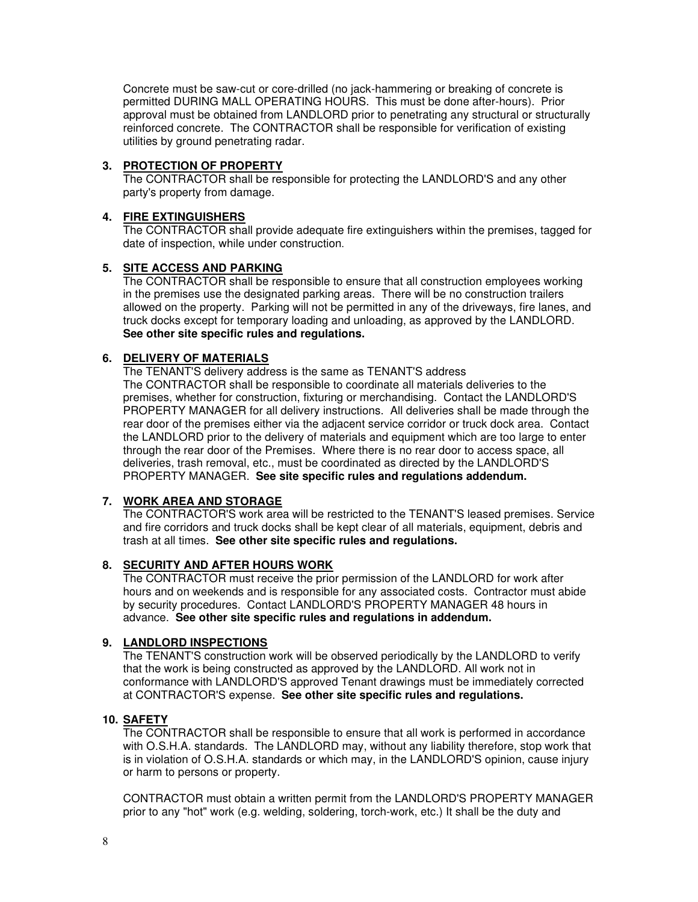Concrete must be saw-cut or core-drilled (no jack-hammering or breaking of concrete is permitted DURING MALL OPERATING HOURS. This must be done after-hours). Prior approval must be obtained from LANDLORD prior to penetrating any structural or structurally reinforced concrete. The CONTRACTOR shall be responsible for verification of existing utilities by ground penetrating radar.

### 3. PROTECTION OF PROPERTY

The CONTRACTOR shall be responsible for protecting the LANDLORD'S and any other party's property from damage.

### 4. FIRE EXTINGUISHERS

The CONTRACTOR shall provide adequate fire extinguishers within the premises, tagged for date of inspection, while under construction.

### 5. SITE ACCESS AND PARKING

The CONTRACTOR shall be responsible to ensure that all construction employees working in the premises use the designated parking areas. There will be no construction trailers allowed on the property. Parking will not be permitted in any of the driveways, fire lanes, and truck docks except for temporary loading and unloading, as approved by the LANDLORD. **See other site specific rules and regulations.**

### 6. DELIVERY OF MATERIALS

The TENANT'S delivery address is the same as TENANT'S address
The CONTRACTOR shall be responsible to coordinate all materials deliveries to the premises, whether for construction, fixturing or merchandising. Contact the LANDLORD'S PROPERTY MANAGER for all delivery instructions. All deliveries shall be made through the rear door of the premises either via the adjacent service corridor or truck dock area. Contact the LANDLORD prior to the delivery of materials and equipment which are too large to enter through the rear door of the Premises. Where there is no rear door to access space, all deliveries, trash removal, etc., must be coordinated as directed by the LANDLORD'S PROPERTY MANAGER. **See site specific rules and regulations addendum.**

### 7. WORK AREA AND STORAGE

The CONTRACTOR'S work area will be restricted to the TENANT'S leased premises. Service and fire corridors and truck docks shall be kept clear of all materials, equipment, debris and trash at all times. **See other site specific rules and regulations.**

### 8. SECURITY AND AFTER HOURS WORK

The CONTRACTOR must receive the prior permission of the LANDLORD for work after hours and on weekends and is responsible for any associated costs. Contractor must abide by security procedures. Contact LANDLORD'S PROPERTY MANAGER 48 hours in advance. **See other site specific rules and regulations in addendum.**

### 9. LANDLORD INSPECTIONS

The TENANT'S construction work will be observed periodically by the LANDLORD to verify that the work is being constructed as approved by the LANDLORD. All work not in conformance with LANDLORD'S approved Tenant drawings must be immediately corrected at CONTRACTOR'S expense. **See other site specific rules and regulations.**

### 10. SAFETY

The CONTRACTOR shall be responsible to ensure that all work is performed in accordance with O.S.H.A. standards. The LANDLORD may, without any liability therefore, stop work that is in violation of O.S.H.A. standards or which may, in the LANDLORD'S opinion, cause injury or harm to persons or property.

CONTRACTOR must obtain a written permit from the LANDLORD'S PROPERTY MANAGER prior to any "hot" work (e.g. welding, soldering, torch-work, etc.) It shall be the duty and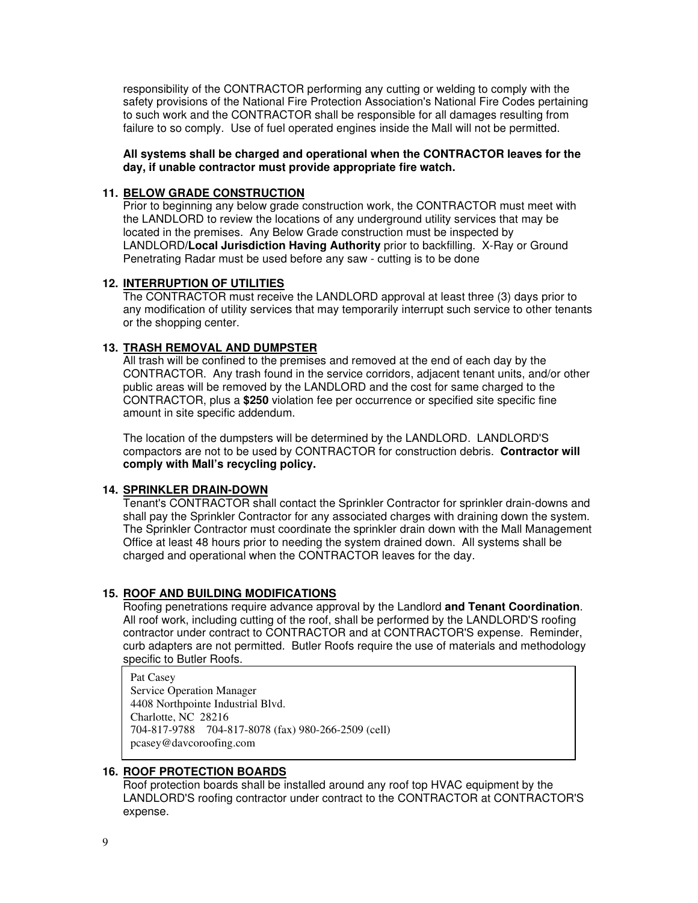responsibility of the CONTRACTOR performing any cutting or welding to comply with the safety provisions of the National Fire Protection Association's National Fire Codes pertaining to such work and the CONTRACTOR shall be responsible for all damages resulting from failure to so comply. Use of fuel operated engines inside the Mall will not be permitted.

**All systems shall be charged and operational when the CONTRACTOR leaves for the day, if unable contractor must provide appropriate fire watch.**

**11. BELOW GRADE CONSTRUCTION**

Prior to beginning any below grade construction work, the CONTRACTOR must meet with the LANDLORD to review the locations of any underground utility services that may be located in the premises. Any Below Grade construction must be inspected by LANDLORD/**Local Jurisdiction Having Authority** prior to backfilling. X-Ray or Ground Penetrating Radar must be used before any saw - cutting is to be done

**12. INTERRUPTION OF UTILITIES**

The CONTRACTOR must receive the LANDLORD approval at least three (3) days prior to any modification of utility services that may temporarily interrupt such service to other tenants or the shopping center.

**13. TRASH REMOVAL AND DUMPSTER**

All trash will be confined to the premises and removed at the end of each day by the CONTRACTOR. Any trash found in the service corridors, adjacent tenant units, and/or other public areas will be removed by the LANDLORD and the cost for same charged to the CONTRACTOR, plus a **$250** violation fee per occurrence or specified site specific fine amount in site specific addendum.

The location of the dumpsters will be determined by the LANDLORD. LANDLORD'S compactors are not to be used by CONTRACTOR for construction debris. **Contractor will comply with Mall's recycling policy.**

**14. SPRINKLER DRAIN-DOWN**

Tenant's CONTRACTOR shall contact the Sprinkler Contractor for sprinkler drain-downs and shall pay the Sprinkler Contractor for any associated charges with draining down the system. The Sprinkler Contractor must coordinate the sprinkler drain down with the Mall Management Office at least 48 hours prior to needing the system drained down. All systems shall be charged and operational when the CONTRACTOR leaves for the day.

**15. ROOF AND BUILDING MODIFICATIONS**

Roofing penetrations require advance approval by the Landlord **and Tenant Coordination**. All roof work, including cutting of the roof, shall be performed by the LANDLORD'S roofing contractor under contract to CONTRACTOR and at CONTRACTOR'S expense. Reminder, curb adapters are not permitted. Butler Roofs require the use of materials and methodology specific to Butler Roofs.

Pat Casey
Service Operation Manager
4408 Northpointe Industrial Blvd.
Charlotte, NC 28216
704-817-9788 704-817-8078 (fax) 980-266-2509 (cell)
pcasey@davcoroofing.com

**16. ROOF PROTECTION BOARDS**

Roof protection boards shall be installed around any roof top HVAC equipment by the LANDLORD'S roofing contractor under contract to the CONTRACTOR at CONTRACTOR'S expense.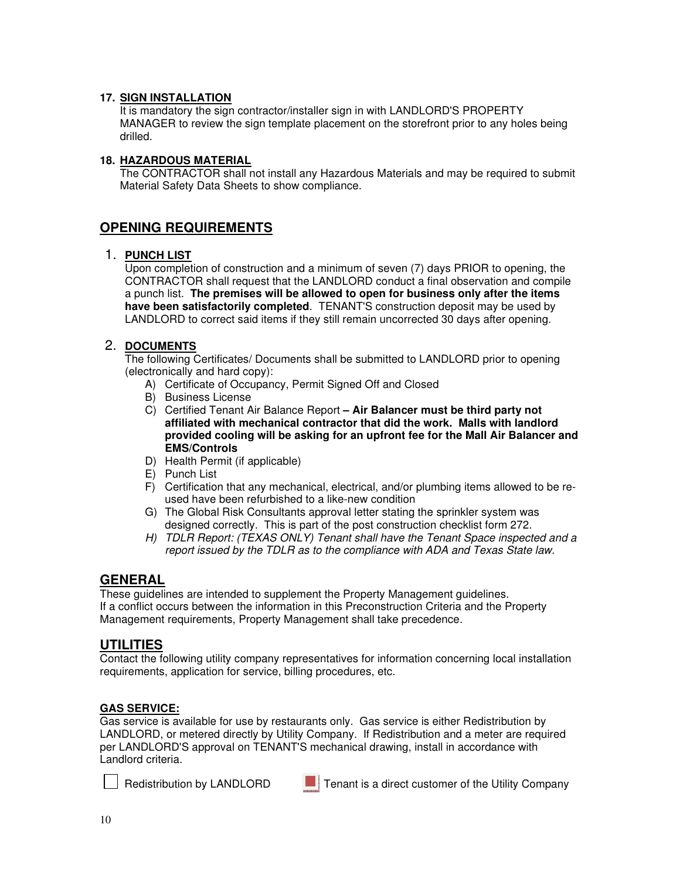**17. SIGN INSTALLATION**

It is mandatory the sign contractor/installer sign in with LANDLORD'S PROPERTY MANAGER to review the sign template placement on the storefront prior to any holes being drilled.

**18. HAZARDOUS MATERIAL**

The CONTRACTOR shall not install any Hazardous Materials and may be required to submit Material Safety Data Sheets to show compliance.

## OPENING REQUIREMENTS

1. **PUNCH LIST**

   Upon completion of construction and a minimum of seven (7) days PRIOR to opening, the CONTRACTOR shall request that the LANDLORD conduct a final observation and compile a punch list. **The premises will be allowed to open for business only after the items have been satisfactorily completed**. TENANT'S construction deposit may be used by LANDLORD to correct said items if they still remain uncorrected 30 days after opening.

2. **DOCUMENTS**

   The following Certificates/ Documents shall be submitted to LANDLORD prior to opening (electronically and hard copy):

   A) Certificate of Occupancy, Permit Signed Off and Closed
   B) Business License
   C) Certified Tenant Air Balance Report **– Air Balancer must be third party not affiliated with mechanical contractor that did the work. Malls with landlord provided cooling will be asking for an upfront fee for the Mall Air Balancer and EMS/Controls**
   D) Health Permit (if applicable)
   E) Punch List
   F) Certification that any mechanical, electrical, and/or plumbing items allowed to be re-used have been refurbished to a like-new condition
   G) The Global Risk Consultants approval letter stating the sprinkler system was designed correctly. This is part of the post construction checklist form 272.
   *H) TDLR Report: (TEXAS ONLY) Tenant shall have the Tenant Space inspected and a report issued by the TDLR as to the compliance with ADA and Texas State law.*

## GENERAL

These guidelines are intended to supplement the Property Management guidelines.
If a conflict occurs between the information in this Preconstruction Criteria and the Property Management requirements, Property Management shall take precedence.

## UTILITIES

Contact the following utility company representatives for information concerning local installation requirements, application for service, billing procedures, etc.

**GAS SERVICE:**

Gas service is available for use by restaurants only. Gas service is either Redistribution by LANDLORD, or metered directly by Utility Company. If Redistribution and a meter are required per LANDLORD'S approval on TENANT'S mechanical drawing, install in accordance with Landlord criteria.

☐ Redistribution by LANDLORD ☒ Tenant is a direct customer of the Utility Company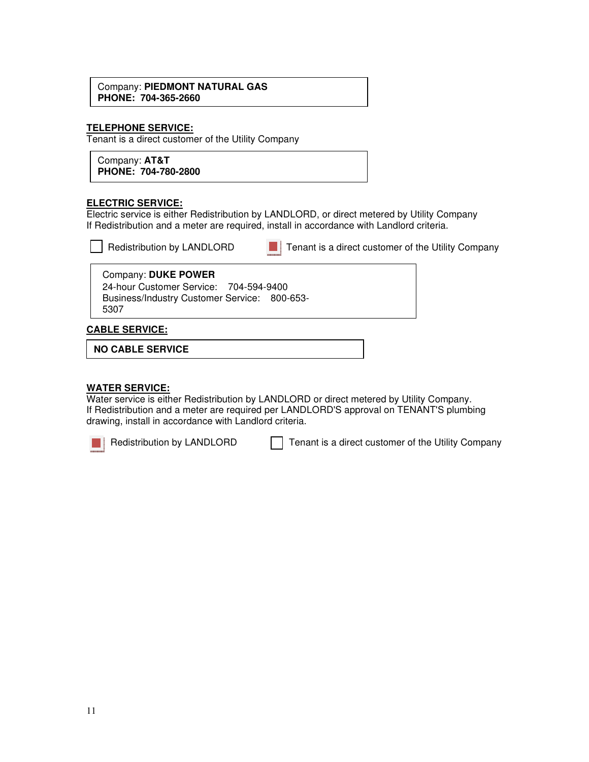Company: **PIEDMONT NATURAL GAS**
**PHONE: 704-365-2660**

**TELEPHONE SERVICE:**

Tenant is a direct customer of the Utility Company

Company: **AT&T**
**PHONE: 704-780-2800**

**ELECTRIC SERVICE:**

Electric service is either Redistribution by LANDLORD, or direct metered by Utility Company
If Redistribution and a meter are required, install in accordance with Landlord criteria.

☐ Redistribution by LANDLORD ☒ Tenant is a direct customer of the Utility Company

Company: **DUKE POWER**
24-hour Customer Service: 704-594-9400
Business/Industry Customer Service: 800-653-5307

**CABLE SERVICE:**

**NO CABLE SERVICE**

**WATER SERVICE:**

Water service is either Redistribution by LANDLORD or direct metered by Utility Company.
If Redistribution and a meter are required per LANDLORD'S approval on TENANT'S plumbing drawing, install in accordance with Landlord criteria.

☒ Redistribution by LANDLORD ☐ Tenant is a direct customer of the Utility Company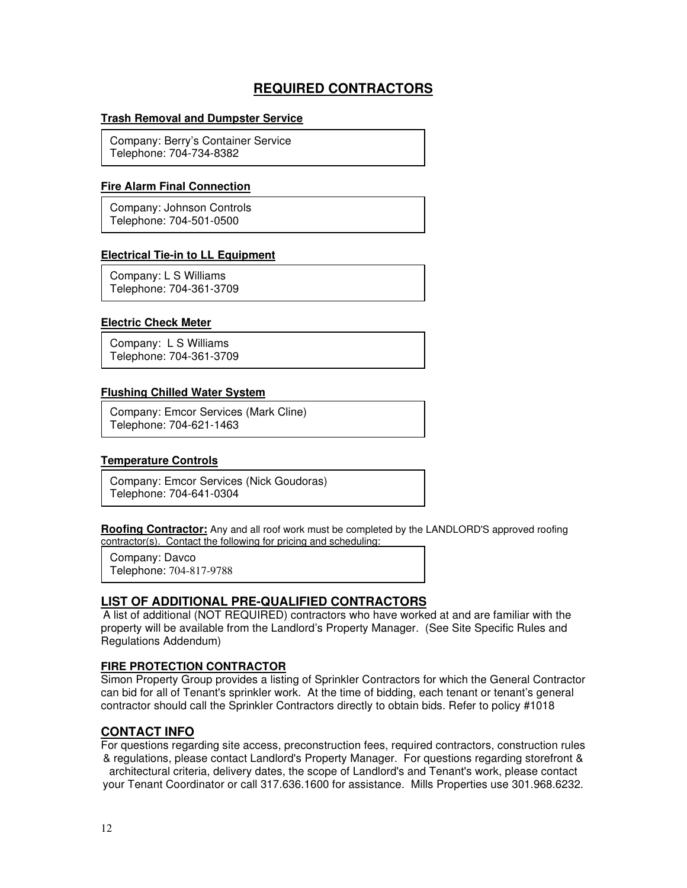# REQUIRED CONTRACTORS

**Trash Removal and Dumpster Service**

Company: Berry's Container Service
Telephone: 704-734-8382

**Fire Alarm Final Connection**

Company: Johnson Controls
Telephone: 704-501-0500

**Electrical Tie-in to LL Equipment**

Company: L S Williams
Telephone: 704-361-3709

**Electric Check Meter**

Company: L S Williams
Telephone: 704-361-3709

**Flushing Chilled Water System**

Company: Emcor Services (Mark Cline)
Telephone: 704-621-1463

**Temperature Controls**

Company: Emcor Services (Nick Goudoras)
Telephone: 704-641-0304

**Roofing Contractor:** Any and all roof work must be completed by the LANDLORD'S approved roofing contractor(s). Contact the following for pricing and scheduling:

Company: Davco
Telephone: 704-817-9788

## LIST OF ADDITIONAL PRE-QUALIFIED CONTRACTORS

A list of additional (NOT REQUIRED) contractors who have worked at and are familiar with the property will be available from the Landlord's Property Manager. (See Site Specific Rules and Regulations Addendum)

**FIRE PROTECTION CONTRACTOR**

Simon Property Group provides a listing of Sprinkler Contractors for which the General Contractor can bid for all of Tenant's sprinkler work. At the time of bidding, each tenant or tenant's general contractor should call the Sprinkler Contractors directly to obtain bids. Refer to policy #1018

## CONTACT INFO

For questions regarding site access, preconstruction fees, required contractors, construction rules & regulations, please contact Landlord's Property Manager. For questions regarding storefront & architectural criteria, delivery dates, the scope of Landlord's and Tenant's work, please contact your Tenant Coordinator or call 317.636.1600 for assistance. Mills Properties use 301.968.6232.